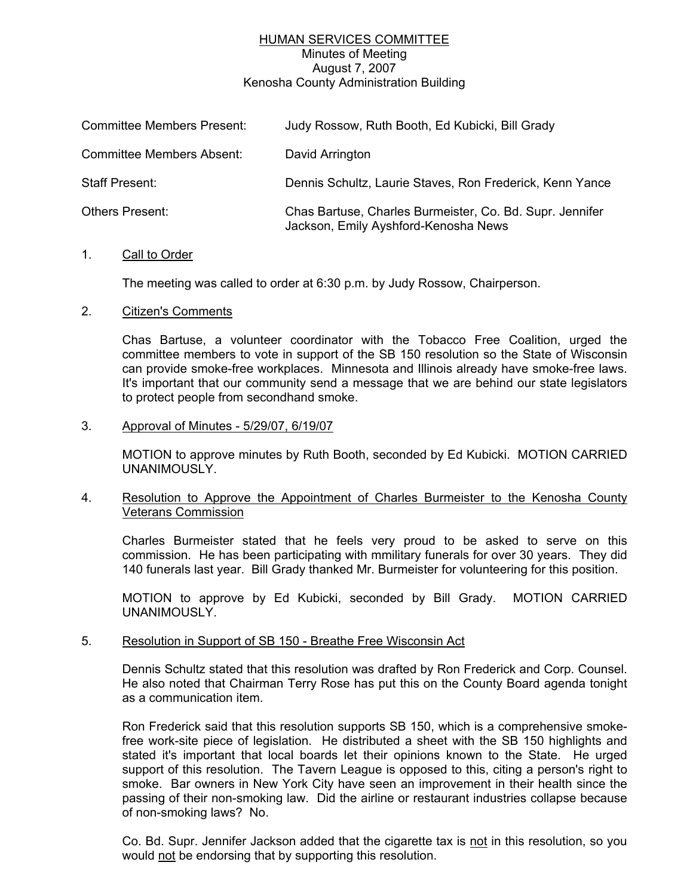# HUMAN SERVICES COMMITTEE

Minutes of Meeting
August 7, 2007
Kenosha County Administration Building

| | |
|---|---|
| Committee Members Present: | Judy Rossow, Ruth Booth, Ed Kubicki, Bill Grady |
| Committee Members Absent: | David Arrington |
| Staff Present: | Dennis Schultz, Laurie Staves, Ron Frederick, Kenn Yance |
| Others Present: | Chas Bartuse, Charles Burmeister, Co. Bd. Supr. Jennifer Jackson, Emily Ayshford-Kenosha News |

1. Call to Order

   The meeting was called to order at 6:30 p.m. by Judy Rossow, Chairperson.

2. Citizen's Comments

   Chas Bartuse, a volunteer coordinator with the Tobacco Free Coalition, urged the committee members to vote in support of the SB 150 resolution so the State of Wisconsin can provide smoke-free workplaces. Minnesota and Illinois already have smoke-free laws. It's important that our community send a message that we are behind our state legislators to protect people from secondhand smoke.

3. Approval of Minutes - 5/29/07, 6/19/07

   MOTION to approve minutes by Ruth Booth, seconded by Ed Kubicki. MOTION CARRIED UNANIMOUSLY.

4. Resolution to Approve the Appointment of Charles Burmeister to the Kenosha County Veterans Commission

   Charles Burmeister stated that he feels very proud to be asked to serve on this commission. He has been participating with mmilitary funerals for over 30 years. They did 140 funerals last year. Bill Grady thanked Mr. Burmeister for volunteering for this position.

   MOTION to approve by Ed Kubicki, seconded by Bill Grady. MOTION CARRIED UNANIMOUSLY.

5. Resolution in Support of SB 150 - Breathe Free Wisconsin Act

   Dennis Schultz stated that this resolution was drafted by Ron Frederick and Corp. Counsel. He also noted that Chairman Terry Rose has put this on the County Board agenda tonight as a communication item.

   Ron Frederick said that this resolution supports SB 150, which is a comprehensive smoke-free work-site piece of legislation. He distributed a sheet with the SB 150 highlights and stated it's important that local boards let their opinions known to the State. He urged support of this resolution. The Tavern League is opposed to this, citing a person's right to smoke. Bar owners in New York City have seen an improvement in their health since the passing of their non-smoking law. Did the airline or restaurant industries collapse because of non-smoking laws? No.

   Co. Bd. Supr. Jennifer Jackson added that the cigarette tax is not in this resolution, so you would not be endorsing that by supporting this resolution.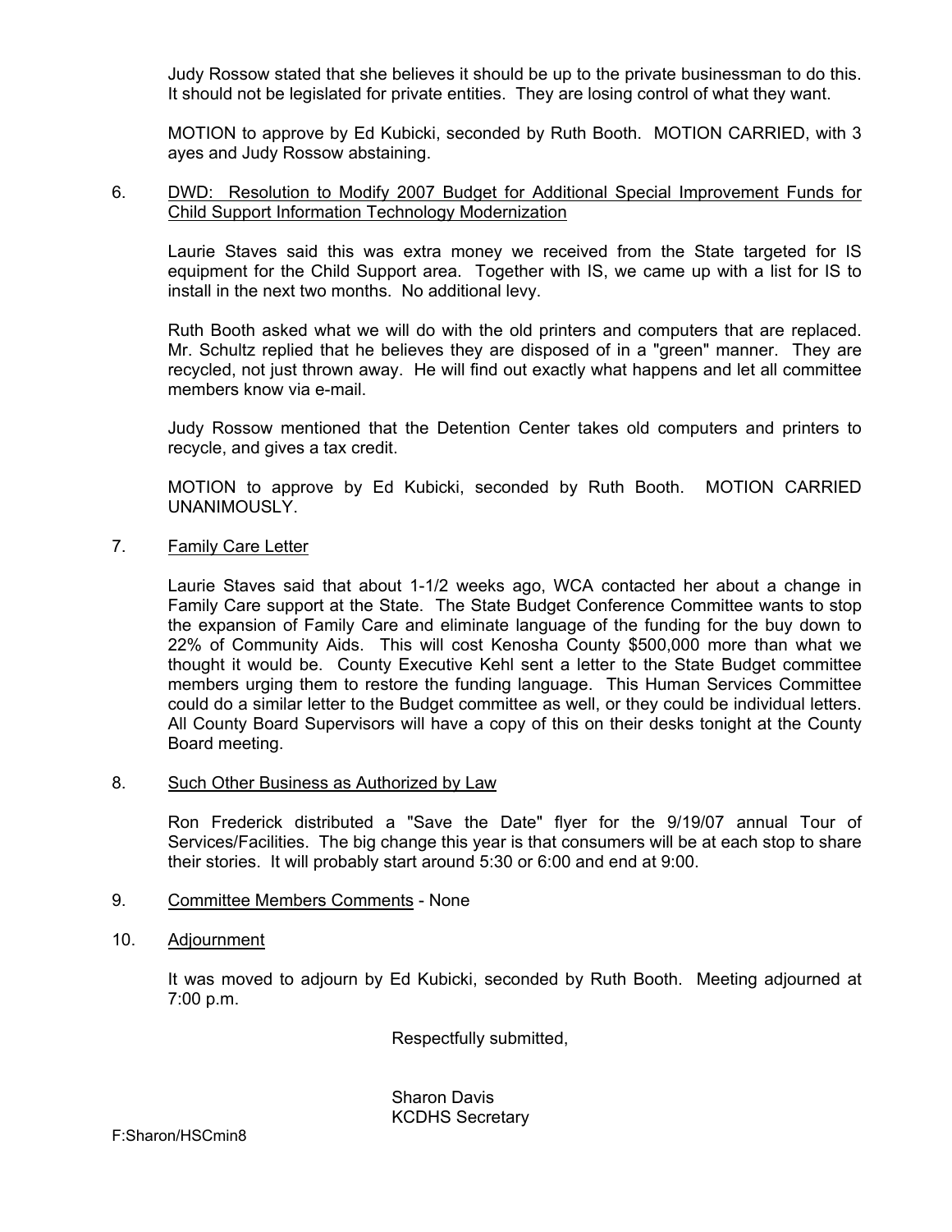Judy Rossow stated that she believes it should be up to the private businessman to do this. It should not be legislated for private entities. They are losing control of what they want.

MOTION to approve by Ed Kubicki, seconded by Ruth Booth. MOTION CARRIED, with 3 ayes and Judy Rossow abstaining.

6. DWD: Resolution to Modify 2007 Budget for Additional Special Improvement Funds for Child Support Information Technology Modernization

   Laurie Staves said this was extra money we received from the State targeted for IS equipment for the Child Support area. Together with IS, we came up with a list for IS to install in the next two months. No additional levy.

   Ruth Booth asked what we will do with the old printers and computers that are replaced. Mr. Schultz replied that he believes they are disposed of in a "green" manner. They are recycled, not just thrown away. He will find out exactly what happens and let all committee members know via e-mail.

   Judy Rossow mentioned that the Detention Center takes old computers and printers to recycle, and gives a tax credit.

   MOTION to approve by Ed Kubicki, seconded by Ruth Booth. MOTION CARRIED UNANIMOUSLY.

7. Family Care Letter

   Laurie Staves said that about 1-1/2 weeks ago, WCA contacted her about a change in Family Care support at the State. The State Budget Conference Committee wants to stop the expansion of Family Care and eliminate language of the funding for the buy down to 22% of Community Aids. This will cost Kenosha County $500,000 more than what we thought it would be. County Executive Kehl sent a letter to the State Budget committee members urging them to restore the funding language. This Human Services Committee could do a similar letter to the Budget committee as well, or they could be individual letters. All County Board Supervisors will have a copy of this on their desks tonight at the County Board meeting.

8. Such Other Business as Authorized by Law

   Ron Frederick distributed a "Save the Date" flyer for the 9/19/07 annual Tour of Services/Facilities. The big change this year is that consumers will be at each stop to share their stories. It will probably start around 5:30 or 6:00 and end at 9:00.

9. Committee Members Comments - None

10. Adjournment

    It was moved to adjourn by Ed Kubicki, seconded by Ruth Booth. Meeting adjourned at 7:00 p.m.

Respectfully submitted,

Sharon Davis
KCDHS Secretary

F:Sharon/HSCmin8